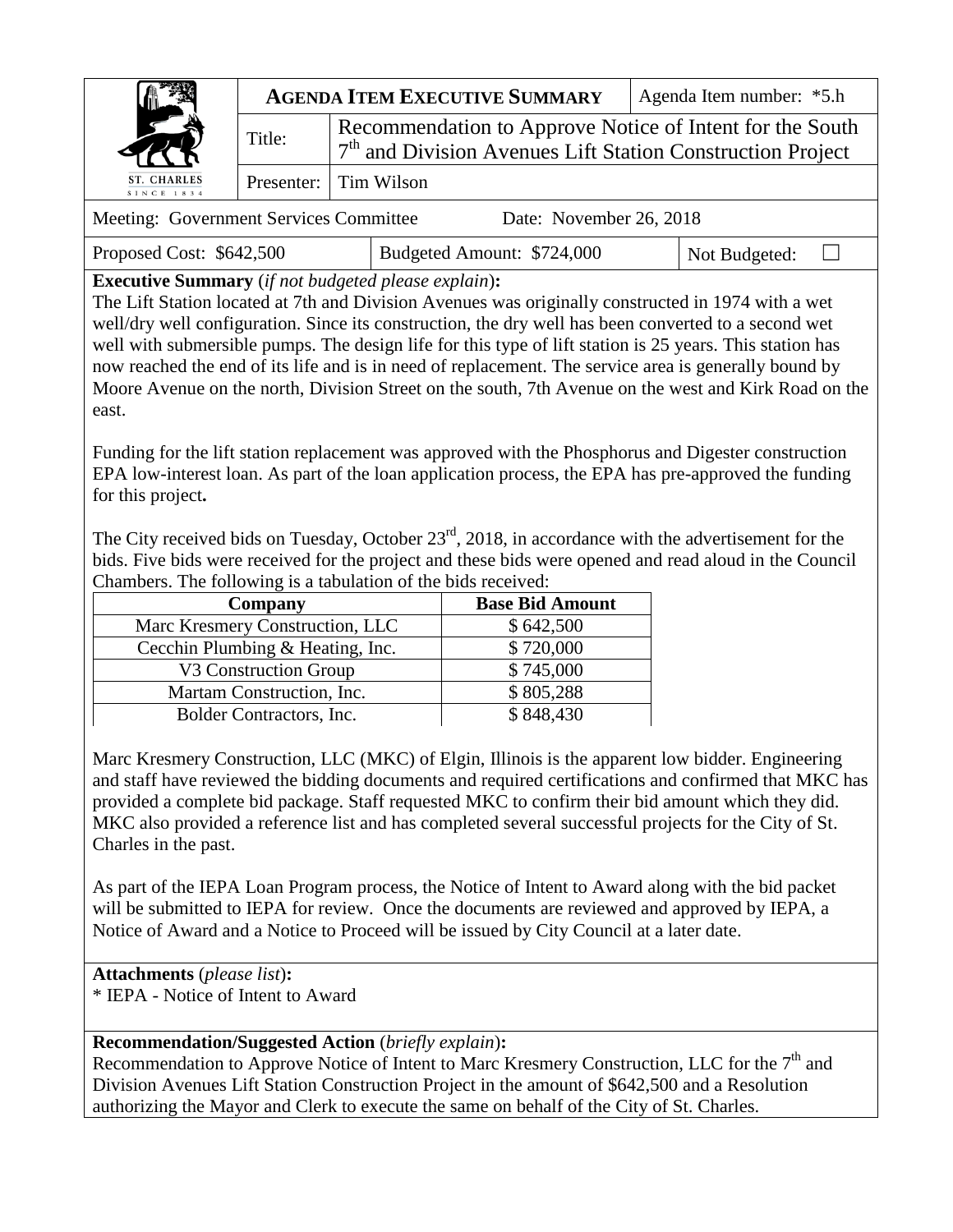| | **AGENDA ITEM EXECUTIVE SUMMARY** | | Agenda Item number: *5.h |
|---|---|---|---|
| ST. CHARLES SINCE 1834 | Title: | Recommendation to Approve Notice of Intent for the South 7th and Division Avenues Lift Station Construction Project | |
| | Presenter: | Tim Wilson | |

Meeting: Government Services Committee    Date: November 26, 2018

| Proposed Cost: $642,500 | Budgeted Amount: $724,000 | Not Budgeted: ☐ |
|---|---|---|

**Executive Summary** (*if not budgeted please explain*)**:**

The Lift Station located at 7th and Division Avenues was originally constructed in 1974 with a wet well/dry well configuration. Since its construction, the dry well has been converted to a second wet well with submersible pumps. The design life for this type of lift station is 25 years. This station has now reached the end of its life and is in need of replacement. The service area is generally bound by Moore Avenue on the north, Division Street on the south, 7th Avenue on the west and Kirk Road on the east.

Funding for the lift station replacement was approved with the Phosphorus and Digester construction EPA low-interest loan. As part of the loan application process, the EPA has pre-approved the funding for this project**.**

The City received bids on Tuesday, October 23rd, 2018, in accordance with the advertisement for the bids. Five bids were received for the project and these bids were opened and read aloud in the Council Chambers. The following is a tabulation of the bids received:

| Company | Base Bid Amount |
|---|---|
| Marc Kresmery Construction, LLC | $ 642,500 |
| Cecchin Plumbing & Heating, Inc. | $ 720,000 |
| V3 Construction Group | $ 745,000 |
| Martam Construction, Inc. | $ 805,288 |
| Bolder Contractors, Inc. | $ 848,430 |

Marc Kresmery Construction, LLC (MKC) of Elgin, Illinois is the apparent low bidder. Engineering and staff have reviewed the bidding documents and required certifications and confirmed that MKC has provided a complete bid package. Staff requested MKC to confirm their bid amount which they did. MKC also provided a reference list and has completed several successful projects for the City of St. Charles in the past.

As part of the IEPA Loan Program process, the Notice of Intent to Award along with the bid packet will be submitted to IEPA for review. Once the documents are reviewed and approved by IEPA, a Notice of Award and a Notice to Proceed will be issued by City Council at a later date.

**Attachments** (*please list*)**:**

* IEPA - Notice of Intent to Award

**Recommendation/Suggested Action** (*briefly explain*)**:**

Recommendation to Approve Notice of Intent to Marc Kresmery Construction, LLC for the 7th and Division Avenues Lift Station Construction Project in the amount of $642,500 and a Resolution authorizing the Mayor and Clerk to execute the same on behalf of the City of St. Charles.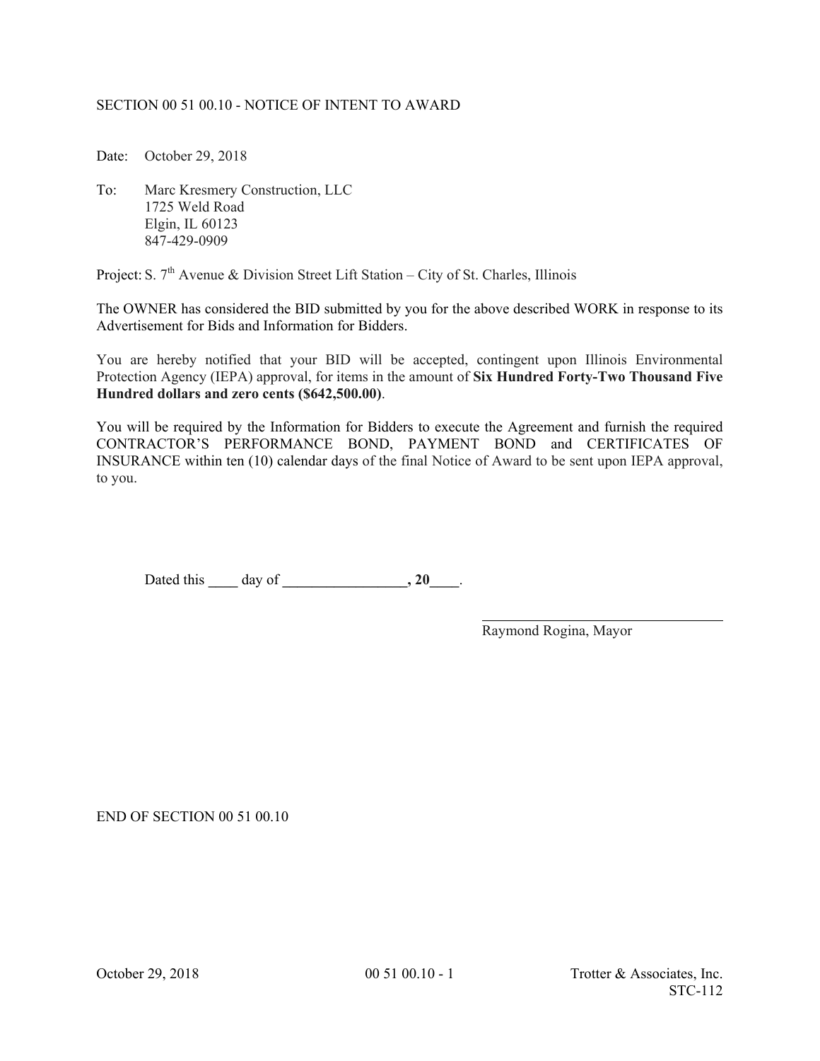SECTION 00 51 00.10 - NOTICE OF INTENT TO AWARD

Date: October 29, 2018

To: Marc Kresmery Construction, LLC
1725 Weld Road
Elgin, IL 60123
847-429-0909

Project: S. 7th Avenue & Division Street Lift Station – City of St. Charles, Illinois

The OWNER has considered the BID submitted by you for the above described WORK in response to its Advertisement for Bids and Information for Bidders.

You are hereby notified that your BID will be accepted, contingent upon Illinois Environmental Protection Agency (IEPA) approval, for items in the amount of **Six Hundred Forty-Two Thousand Five Hundred dollars and zero cents ($642,500.00)**.

You will be required by the Information for Bidders to execute the Agreement and furnish the required CONTRACTOR'S PERFORMANCE BOND, PAYMENT BOND and CERTIFICATES OF INSURANCE within ten (10) calendar days of the final Notice of Award to be sent upon IEPA approval, to you.

Dated this ____ day of _________________, 20____.

_______________________________
Raymond Rogina, Mayor

END OF SECTION 00 51 00.10